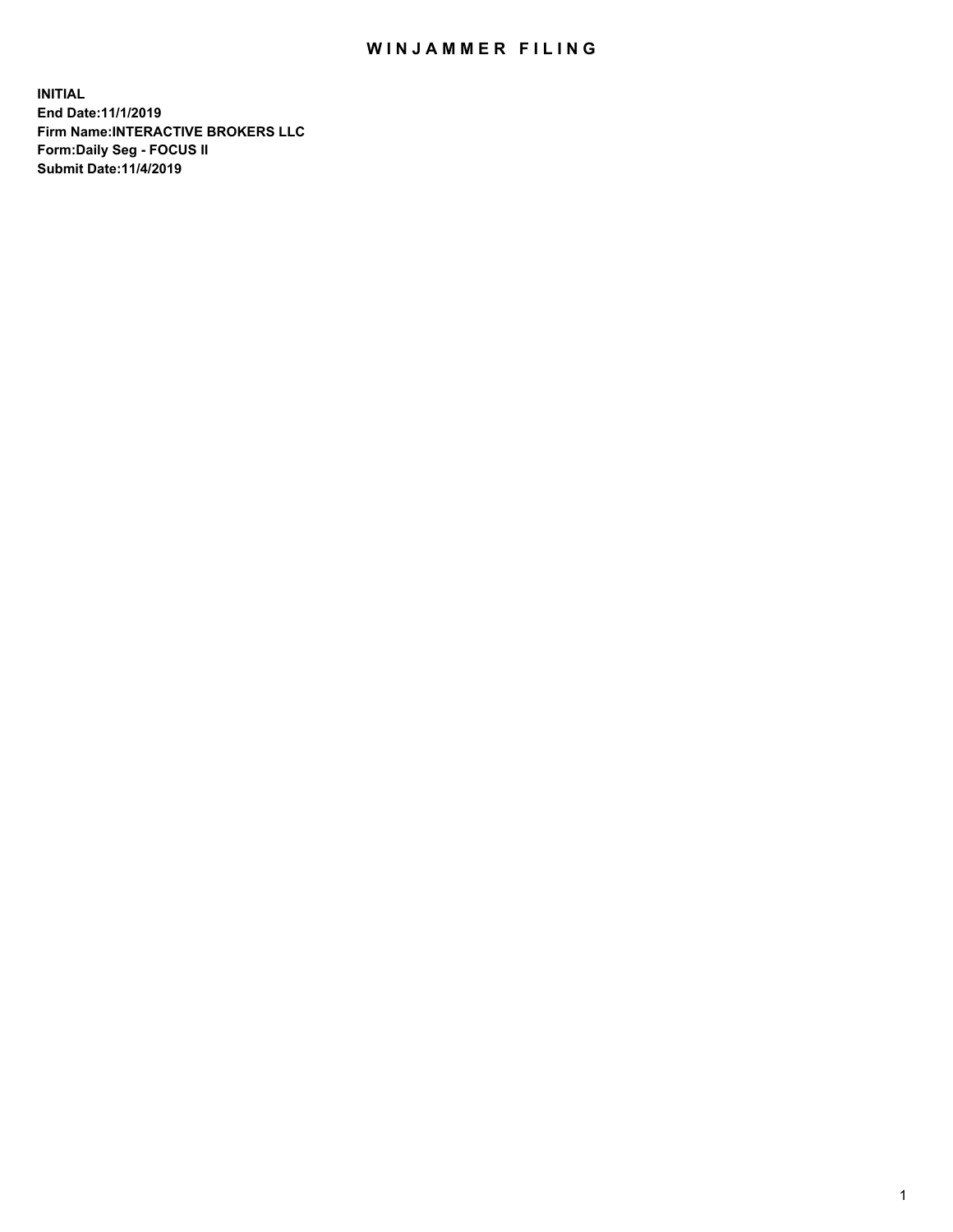# WINJAMMER FILING

**INITIAL**
**End Date:11/1/2019**
**Firm Name:INTERACTIVE BROKERS LLC**
**Form:Daily Seg - FOCUS II**
**Submit Date:11/4/2019**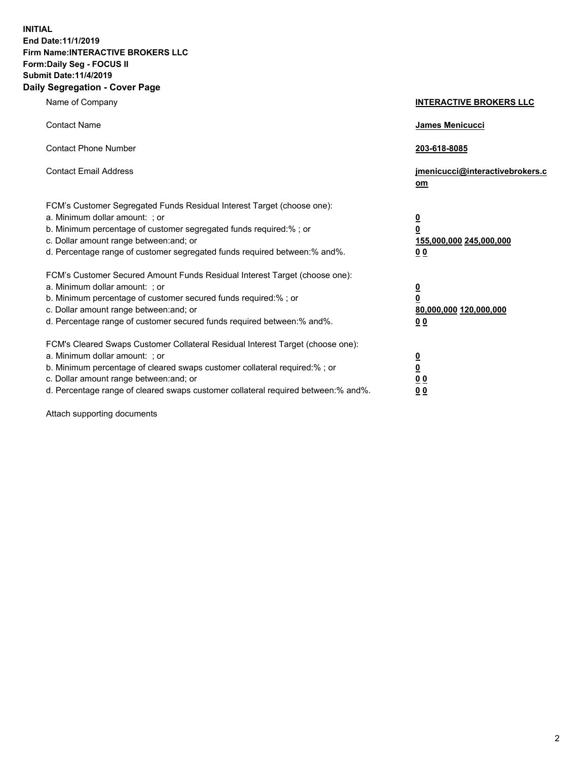**INITIAL**
**End Date:11/1/2019**
**Firm Name:INTERACTIVE BROKERS LLC**
**Form:Daily Seg - FOCUS II**
**Submit Date:11/4/2019**

## Daily Segregation - Cover Page

| | |
|---|---|
| Name of Company | **INTERACTIVE BROKERS LLC** |
| Contact Name | **James Menicucci** |
| Contact Phone Number | **203-618-8085** |
| Contact Email Address | **jmenicucci@interactivebrokers.com** |

FCM's Customer Segregated Funds Residual Interest Target (choose one):

| | |
|---|---|
| a. Minimum dollar amount: ; or | **0** |
| b. Minimum percentage of customer segregated funds required:% ; or | **0** |
| c. Dollar amount range between:and; or | **155,000,000 245,000,000** |
| d. Percentage range of customer segregated funds required between:% and%. | **0 0** |

FCM's Customer Secured Amount Funds Residual Interest Target (choose one):

| | |
|---|---|
| a. Minimum dollar amount: ; or | **0** |
| b. Minimum percentage of customer secured funds required:% ; or | **0** |
| c. Dollar amount range between:and; or | **80,000,000 120,000,000** |
| d. Percentage range of customer secured funds required between:% and%. | **0 0** |

FCM's Cleared Swaps Customer Collateral Residual Interest Target (choose one):

| | |
|---|---|
| a. Minimum dollar amount: ; or | **0** |
| b. Minimum percentage of cleared swaps customer collateral required:% ; or | **0** |
| c. Dollar amount range between:and; or | **0 0** |
| d. Percentage range of cleared swaps customer collateral required between:% and%. | **0 0** |

Attach supporting documents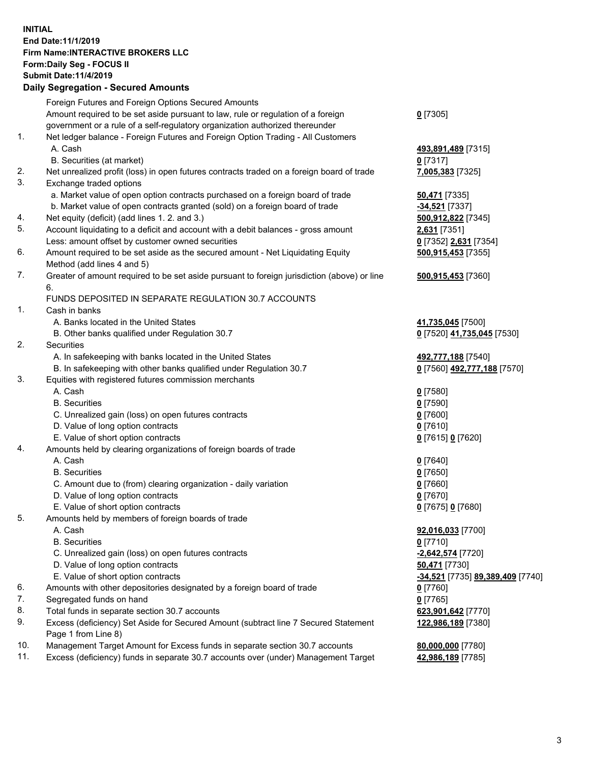**INITIAL**
**End Date:11/1/2019**
**Firm Name:INTERACTIVE BROKERS LLC**
**Form:Daily Seg - FOCUS II**
**Submit Date:11/4/2019**

### Daily Segregation - Secured Amounts

| | | |
|---|---|---|
| | Foreign Futures and Foreign Options Secured Amounts | |
| | Amount required to be set aside pursuant to law, rule or regulation of a foreign government or a rule of a self-regulatory organization authorized thereunder | **0** [7305] |
| 1. | Net ledger balance - Foreign Futures and Foreign Option Trading - All Customers | |
| | A. Cash | **493,891,489** [7315] |
| | B. Securities (at market) | **0** [7317] |
| 2. | Net unrealized profit (loss) in open futures contracts traded on a foreign board of trade | **7,005,383** [7325] |
| 3. | Exchange traded options | |
| | a. Market value of open option contracts purchased on a foreign board of trade | **50,471** [7335] |
| | b. Market value of open contracts granted (sold) on a foreign board of trade | **-34,521** [7337] |
| 4. | Net equity (deficit) (add lines 1. 2. and 3.) | **500,912,822** [7345] |
| 5. | Account liquidating to a deficit and account with a debit balances - gross amount | **2,631** [7351] |
| | Less: amount offset by customer owned securities | **0** [7352] **2,631** [7354] |
| 6. | Amount required to be set aside as the secured amount - Net Liquidating Equity Method (add lines 4 and 5) | **500,915,453** [7355] |
| 7. | Greater of amount required to be set aside pursuant to foreign jurisdiction (above) or line 6. | **500,915,453** [7360] |
| | FUNDS DEPOSITED IN SEPARATE REGULATION 30.7 ACCOUNTS | |
| 1. | Cash in banks | |
| | A. Banks located in the United States | **41,735,045** [7500] |
| | B. Other banks qualified under Regulation 30.7 | **0** [7520] **41,735,045** [7530] |
| 2. | Securities | |
| | A. In safekeeping with banks located in the United States | **492,777,188** [7540] |
| | B. In safekeeping with other banks qualified under Regulation 30.7 | **0** [7560] **492,777,188** [7570] |
| 3. | Equities with registered futures commission merchants | |
| | A. Cash | **0** [7580] |
| | B. Securities | **0** [7590] |
| | C. Unrealized gain (loss) on open futures contracts | **0** [7600] |
| | D. Value of long option contracts | **0** [7610] |
| | E. Value of short option contracts | **0** [7615] **0** [7620] |
| 4. | Amounts held by clearing organizations of foreign boards of trade | |
| | A. Cash | **0** [7640] |
| | B. Securities | **0** [7650] |
| | C. Amount due to (from) clearing organization - daily variation | **0** [7660] |
| | D. Value of long option contracts | **0** [7670] |
| | E. Value of short option contracts | **0** [7675] **0** [7680] |
| 5. | Amounts held by members of foreign boards of trade | |
| | A. Cash | **92,016,033** [7700] |
| | B. Securities | **0** [7710] |
| | C. Unrealized gain (loss) on open futures contracts | **-2,642,574** [7720] |
| | D. Value of long option contracts | **50,471** [7730] |
| | E. Value of short option contracts | **-34,521** [7735] **89,389,409** [7740] |
| 6. | Amounts with other depositories designated by a foreign board of trade | **0** [7760] |
| 7. | Segregated funds on hand | **0** [7765] |
| 8. | Total funds in separate section 30.7 accounts | **623,901,642** [7770] |
| 9. | Excess (deficiency) Set Aside for Secured Amount (subtract line 7 Secured Statement Page 1 from Line 8) | **122,986,189** [7380] |
| 10. | Management Target Amount for Excess funds in separate section 30.7 accounts | **80,000,000** [7780] |
| 11. | Excess (deficiency) funds in separate 30.7 accounts over (under) Management Target | **42,986,189** [7785] |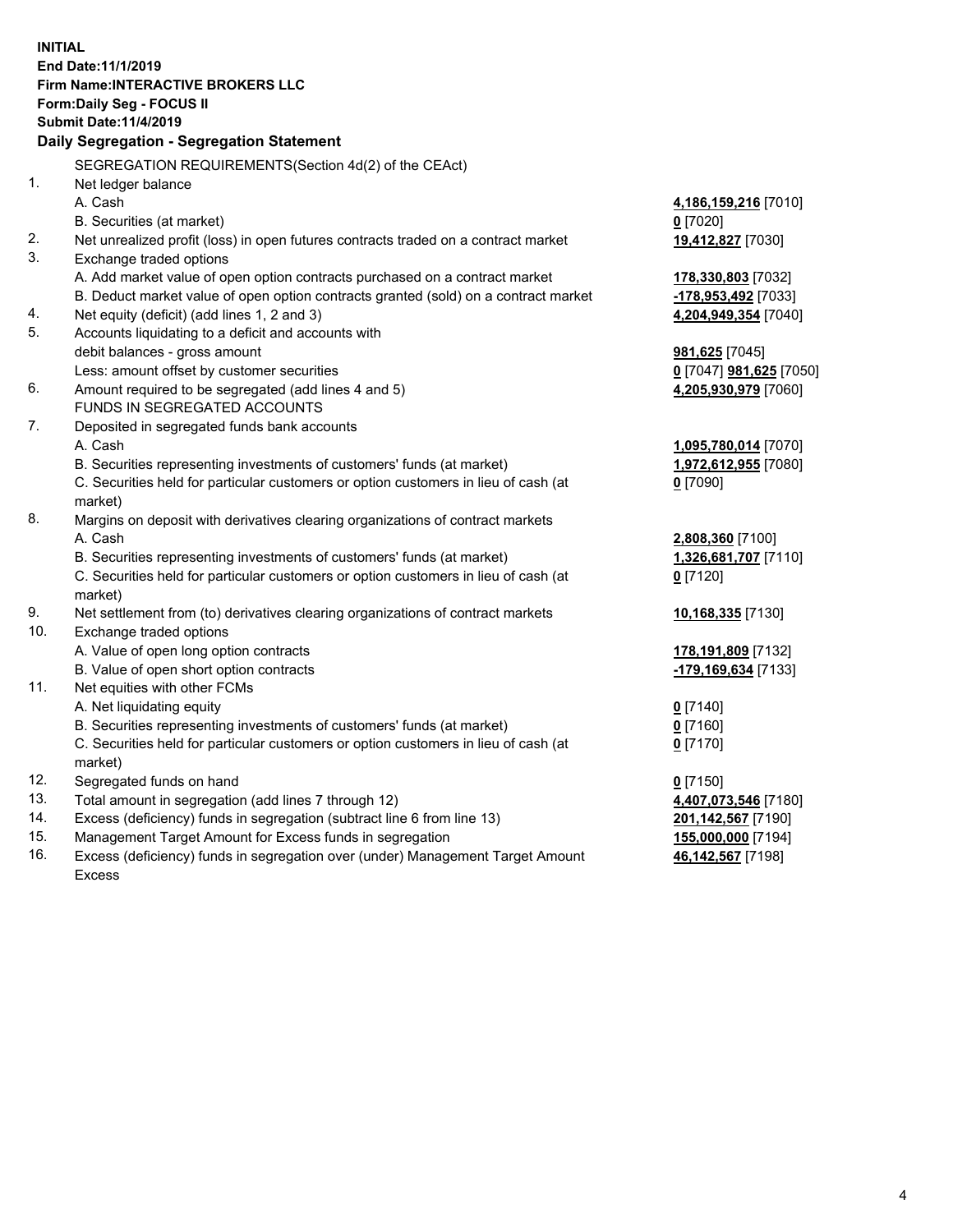**INITIAL**
**End Date:11/1/2019**
**Firm Name:INTERACTIVE BROKERS LLC**
**Form:Daily Seg - FOCUS II**
**Submit Date:11/4/2019**

### Daily Segregation - Segregation Statement

SEGREGATION REQUIREMENTS(Section 4d(2) of the CEAct)

| | | |
|---|---|---|
| 1. | Net ledger balance | |
| | A. Cash | **4,186,159,216** [7010] |
| | B. Securities (at market) | **0** [7020] |
| 2. | Net unrealized profit (loss) in open futures contracts traded on a contract market | **19,412,827** [7030] |
| 3. | Exchange traded options | |
| | A. Add market value of open option contracts purchased on a contract market | **178,330,803** [7032] |
| | B. Deduct market value of open option contracts granted (sold) on a contract market | **-178,953,492** [7033] |
| 4. | Net equity (deficit) (add lines 1, 2 and 3) | **4,204,949,354** [7040] |
| 5. | Accounts liquidating to a deficit and accounts with | |
| | debit balances - gross amount | **981,625** [7045] |
| | Less: amount offset by customer securities | **0** [7047] **981,625** [7050] |
| 6. | Amount required to be segregated (add lines 4 and 5) | **4,205,930,979** [7060] |
| | FUNDS IN SEGREGATED ACCOUNTS | |
| 7. | Deposited in segregated funds bank accounts | |
| | A. Cash | **1,095,780,014** [7070] |
| | B. Securities representing investments of customers' funds (at market) | **1,972,612,955** [7080] |
| | C. Securities held for particular customers or option customers in lieu of cash (at market) | **0** [7090] |
| 8. | Margins on deposit with derivatives clearing organizations of contract markets | |
| | A. Cash | **2,808,360** [7100] |
| | B. Securities representing investments of customers' funds (at market) | **1,326,681,707** [7110] |
| | C. Securities held for particular customers or option customers in lieu of cash (at market) | **0** [7120] |
| 9. | Net settlement from (to) derivatives clearing organizations of contract markets | **10,168,335** [7130] |
| 10. | Exchange traded options | |
| | A. Value of open long option contracts | **178,191,809** [7132] |
| | B. Value of open short option contracts | **-179,169,634** [7133] |
| 11. | Net equities with other FCMs | |
| | A. Net liquidating equity | **0** [7140] |
| | B. Securities representing investments of customers' funds (at market) | **0** [7160] |
| | C. Securities held for particular customers or option customers in lieu of cash (at market) | **0** [7170] |
| 12. | Segregated funds on hand | **0** [7150] |
| 13. | Total amount in segregation (add lines 7 through 12) | **4,407,073,546** [7180] |
| 14. | Excess (deficiency) funds in segregation (subtract line 6 from line 13) | **201,142,567** [7190] |
| 15. | Management Target Amount for Excess funds in segregation | **155,000,000** [7194] |
| 16. | Excess (deficiency) funds in segregation over (under) Management Target Amount Excess | **46,142,567** [7198] |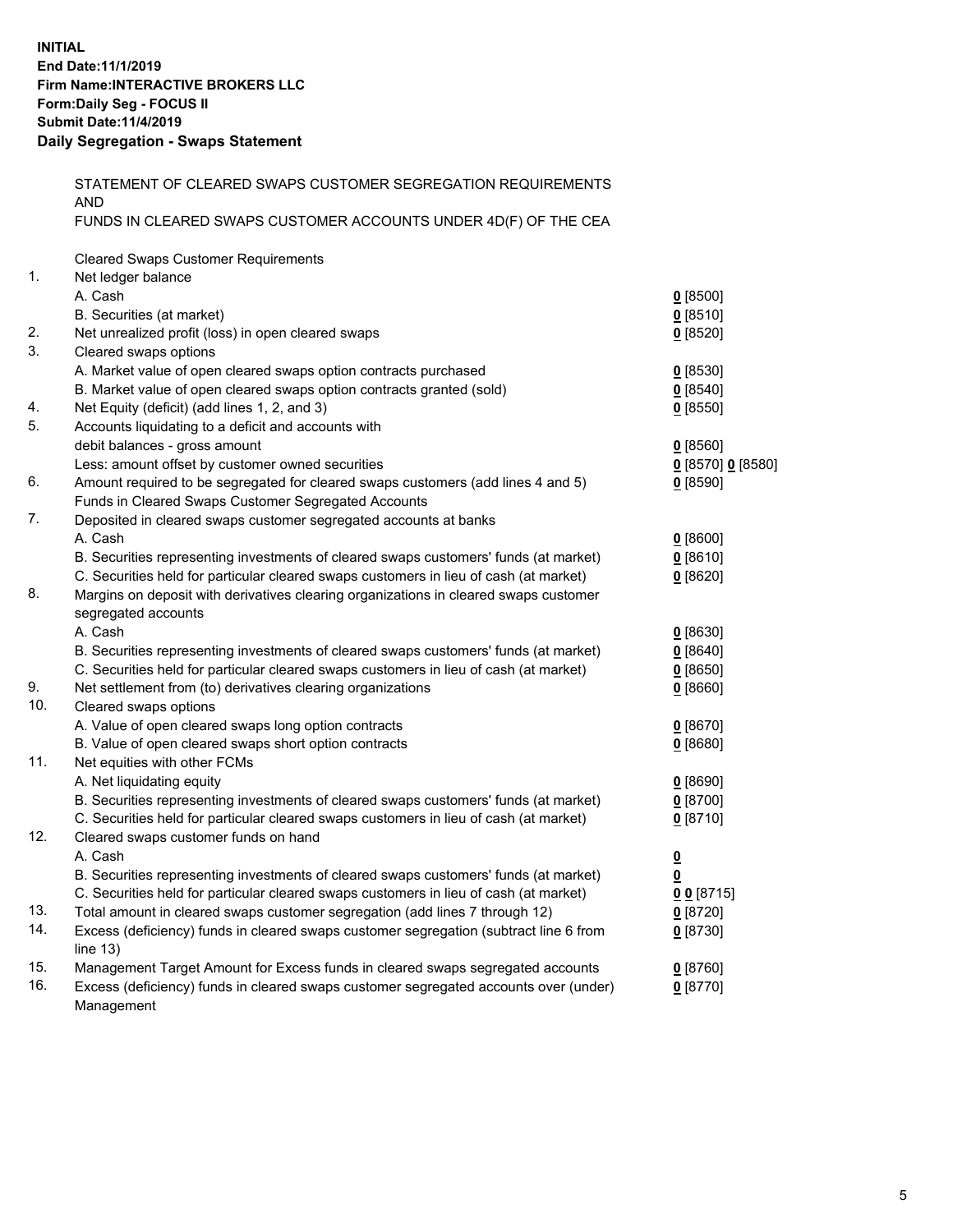**INITIAL**
**End Date:11/1/2019**
**Firm Name:INTERACTIVE BROKERS LLC**
**Form:Daily Seg - FOCUS II**
**Submit Date:11/4/2019**
**Daily Segregation - Swaps Statement**

STATEMENT OF CLEARED SWAPS CUSTOMER SEGREGATION REQUIREMENTS AND FUNDS IN CLEARED SWAPS CUSTOMER ACCOUNTS UNDER 4D(F) OF THE CEA

| | | |
|---|---|---|
| | Cleared Swaps Customer Requirements | |
| 1. | Net ledger balance | |
| | A. Cash | 0 [8500] |
| | B. Securities (at market) | 0 [8510] |
| 2. | Net unrealized profit (loss) in open cleared swaps | 0 [8520] |
| 3. | Cleared swaps options | |
| | A. Market value of open cleared swaps option contracts purchased | 0 [8530] |
| | B. Market value of open cleared swaps option contracts granted (sold) | 0 [8540] |
| 4. | Net Equity (deficit) (add lines 1, 2, and 3) | 0 [8550] |
| 5. | Accounts liquidating to a deficit and accounts with debit balances - gross amount | 0 [8560] |
| | Less: amount offset by customer owned securities | 0 [8570] 0 [8580] |
| 6. | Amount required to be segregated for cleared swaps customers (add lines 4 and 5) | 0 [8590] |
| | Funds in Cleared Swaps Customer Segregated Accounts | |
| 7. | Deposited in cleared swaps customer segregated accounts at banks | |
| | A. Cash | 0 [8600] |
| | B. Securities representing investments of cleared swaps customers' funds (at market) | 0 [8610] |
| | C. Securities held for particular cleared swaps customers in lieu of cash (at market) | 0 [8620] |
| 8. | Margins on deposit with derivatives clearing organizations in cleared swaps customer segregated accounts | |
| | A. Cash | 0 [8630] |
| | B. Securities representing investments of cleared swaps customers' funds (at market) | 0 [8640] |
| | C. Securities held for particular cleared swaps customers in lieu of cash (at market) | 0 [8650] |
| 9. | Net settlement from (to) derivatives clearing organizations | 0 [8660] |
| 10. | Cleared swaps options | |
| | A. Value of open cleared swaps long option contracts | 0 [8670] |
| | B. Value of open cleared swaps short option contracts | 0 [8680] |
| 11. | Net equities with other FCMs | |
| | A. Net liquidating equity | 0 [8690] |
| | B. Securities representing investments of cleared swaps customers' funds (at market) | 0 [8700] |
| | C. Securities held for particular cleared swaps customers in lieu of cash (at market) | 0 [8710] |
| 12. | Cleared swaps customer funds on hand | |
| | A. Cash | 0 |
| | B. Securities representing investments of cleared swaps customers' funds (at market) | 0 |
| | C. Securities held for particular cleared swaps customers in lieu of cash (at market) | 0 0 [8715] |
| 13. | Total amount in cleared swaps customer segregation (add lines 7 through 12) | 0 [8720] |
| 14. | Excess (deficiency) funds in cleared swaps customer segregation (subtract line 6 from line 13) | 0 [8730] |
| 15. | Management Target Amount for Excess funds in cleared swaps segregated accounts | 0 [8760] |
| 16. | Excess (deficiency) funds in cleared swaps customer segregated accounts over (under) Management | 0 [8770] |